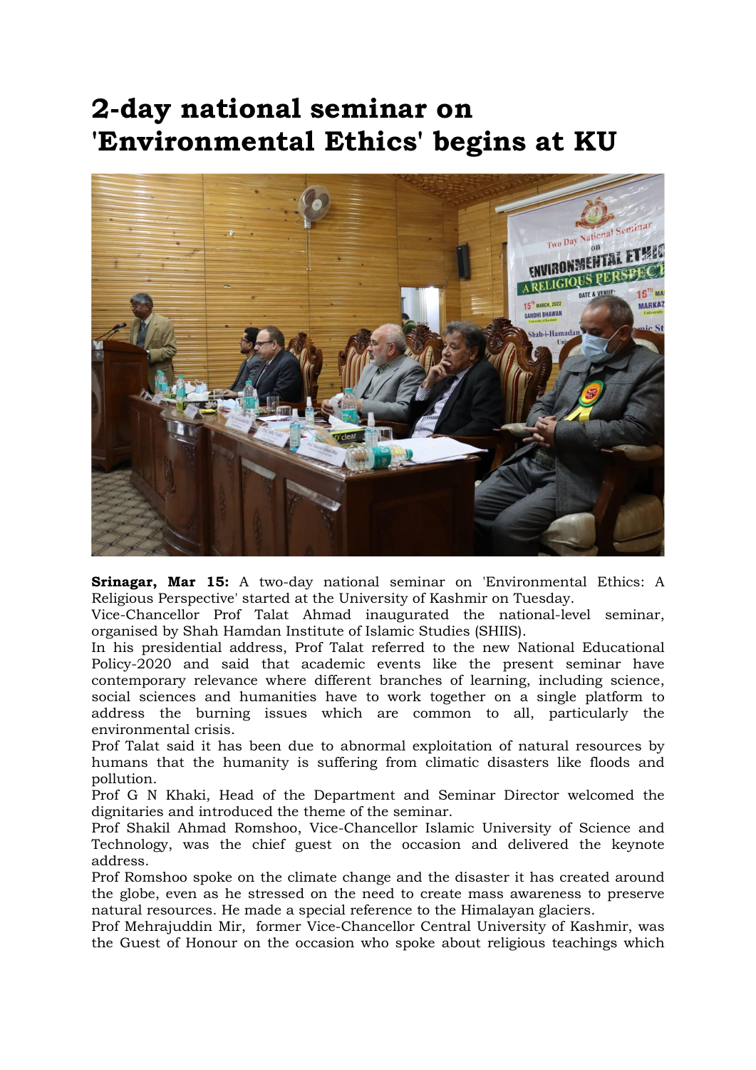# 2-day national seminar on 'Environmental Ethics' begins at KU

**Srinagar, Mar 15:** A two-day national seminar on 'Environmental Ethics: A Religious Perspective' started at the University of Kashmir on Tuesday.

Vice-Chancellor Prof Talat Ahmad inaugurated the national-level seminar, organised by Shah Hamdan Institute of Islamic Studies (SHIIS).

In his presidential address, Prof Talat referred to the new National Educational Policy-2020 and said that academic events like the present seminar have contemporary relevance where different branches of learning, including science, social sciences and humanities have to work together on a single platform to address the burning issues which are common to all, particularly the environmental crisis.

Prof Talat said it has been due to abnormal exploitation of natural resources by humans that the humanity is suffering from climatic disasters like floods and pollution.

Prof G N Khaki, Head of the Department and Seminar Director welcomed the dignitaries and introduced the theme of the seminar.

Prof Shakil Ahmad Romshoo, Vice-Chancellor Islamic University of Science and Technology, was the chief guest on the occasion and delivered the keynote address.

Prof Romshoo spoke on the climate change and the disaster it has created around the globe, even as he stressed on the need to create mass awareness to preserve natural resources. He made a special reference to the Himalayan glaciers.

Prof Mehrajuddin Mir, former Vice-Chancellor Central University of Kashmir, was the Guest of Honour on the occasion who spoke about religious teachings which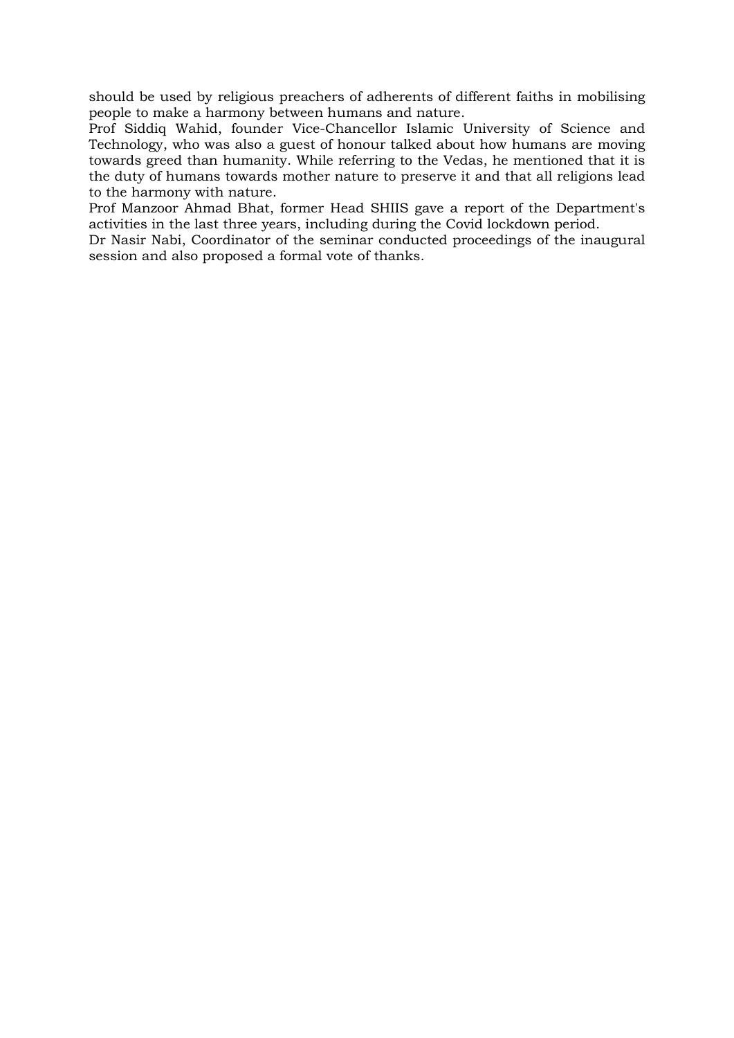should be used by religious preachers of adherents of different faiths in mobilising people to make a harmony between humans and nature.

Prof Siddiq Wahid, founder Vice-Chancellor Islamic University of Science and Technology, who was also a guest of honour talked about how humans are moving towards greed than humanity. While referring to the Vedas, he mentioned that it is the duty of humans towards mother nature to preserve it and that all religions lead to the harmony with nature.

Prof Manzoor Ahmad Bhat, former Head SHIIS gave a report of the Department's activities in the last three years, including during the Covid lockdown period.

Dr Nasir Nabi, Coordinator of the seminar conducted proceedings of the inaugural session and also proposed a formal vote of thanks.